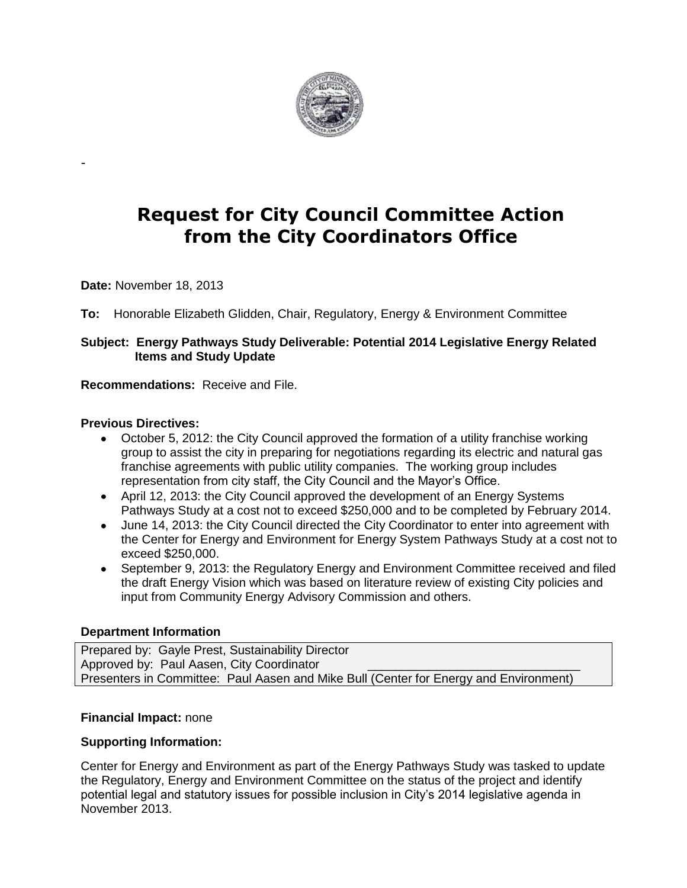-

# Request for City Council Committee Action from the City Coordinators Office

**Date:** November 18, 2013

**To:** Honorable Elizabeth Glidden, Chair, Regulatory, Energy & Environment Committee

**Subject: Energy Pathways Study Deliverable: Potential 2014 Legislative Energy Related Items and Study Update**

**Recommendations:** Receive and File.

**Previous Directives:**

- October 5, 2012: the City Council approved the formation of a utility franchise working group to assist the city in preparing for negotiations regarding its electric and natural gas franchise agreements with public utility companies. The working group includes representation from city staff, the City Council and the Mayor's Office.
- April 12, 2013: the City Council approved the development of an Energy Systems Pathways Study at a cost not to exceed $250,000 and to be completed by February 2014.
- June 14, 2013: the City Council directed the City Coordinator to enter into agreement with the Center for Energy and Environment for Energy System Pathways Study at a cost not to exceed $250,000.
- September 9, 2013: the Regulatory Energy and Environment Committee received and filed the draft Energy Vision which was based on literature review of existing City policies and input from Community Energy Advisory Commission and others.

**Department Information**

Prepared by: Gayle Prest, Sustainability Director
Approved by: Paul Aasen, City Coordinator ______________________________
Presenters in Committee: Paul Aasen and Mike Bull (Center for Energy and Environment)

**Financial Impact:** none

**Supporting Information:**

Center for Energy and Environment as part of the Energy Pathways Study was tasked to update the Regulatory, Energy and Environment Committee on the status of the project and identify potential legal and statutory issues for possible inclusion in City's 2014 legislative agenda in November 2013.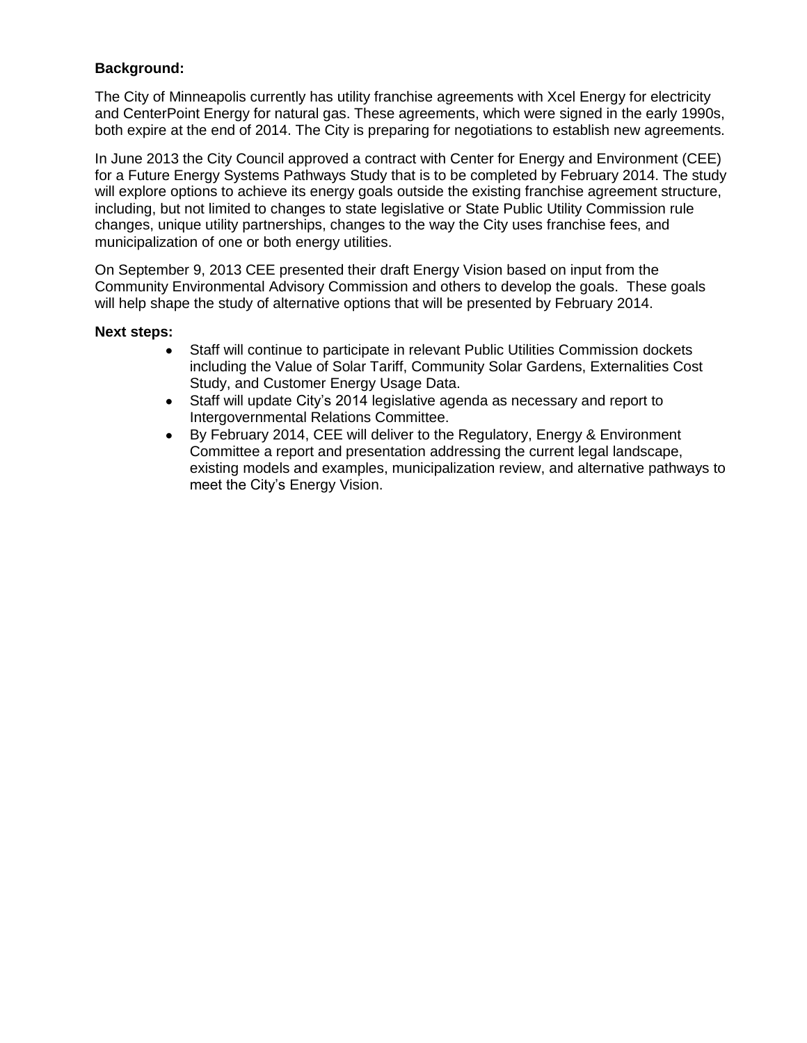**Background:**

The City of Minneapolis currently has utility franchise agreements with Xcel Energy for electricity and CenterPoint Energy for natural gas. These agreements, which were signed in the early 1990s, both expire at the end of 2014. The City is preparing for negotiations to establish new agreements.

In June 2013 the City Council approved a contract with Center for Energy and Environment (CEE) for a Future Energy Systems Pathways Study that is to be completed by February 2014. The study will explore options to achieve its energy goals outside the existing franchise agreement structure, including, but not limited to changes to state legislative or State Public Utility Commission rule changes, unique utility partnerships, changes to the way the City uses franchise fees, and municipalization of one or both energy utilities.

On September 9, 2013 CEE presented their draft Energy Vision based on input from the Community Environmental Advisory Commission and others to develop the goals. These goals will help shape the study of alternative options that will be presented by February 2014.

**Next steps:**

- Staff will continue to participate in relevant Public Utilities Commission dockets including the Value of Solar Tariff, Community Solar Gardens, Externalities Cost Study, and Customer Energy Usage Data.
- Staff will update City's 2014 legislative agenda as necessary and report to Intergovernmental Relations Committee.
- By February 2014, CEE will deliver to the Regulatory, Energy & Environment Committee a report and presentation addressing the current legal landscape, existing models and examples, municipalization review, and alternative pathways to meet the City's Energy Vision.